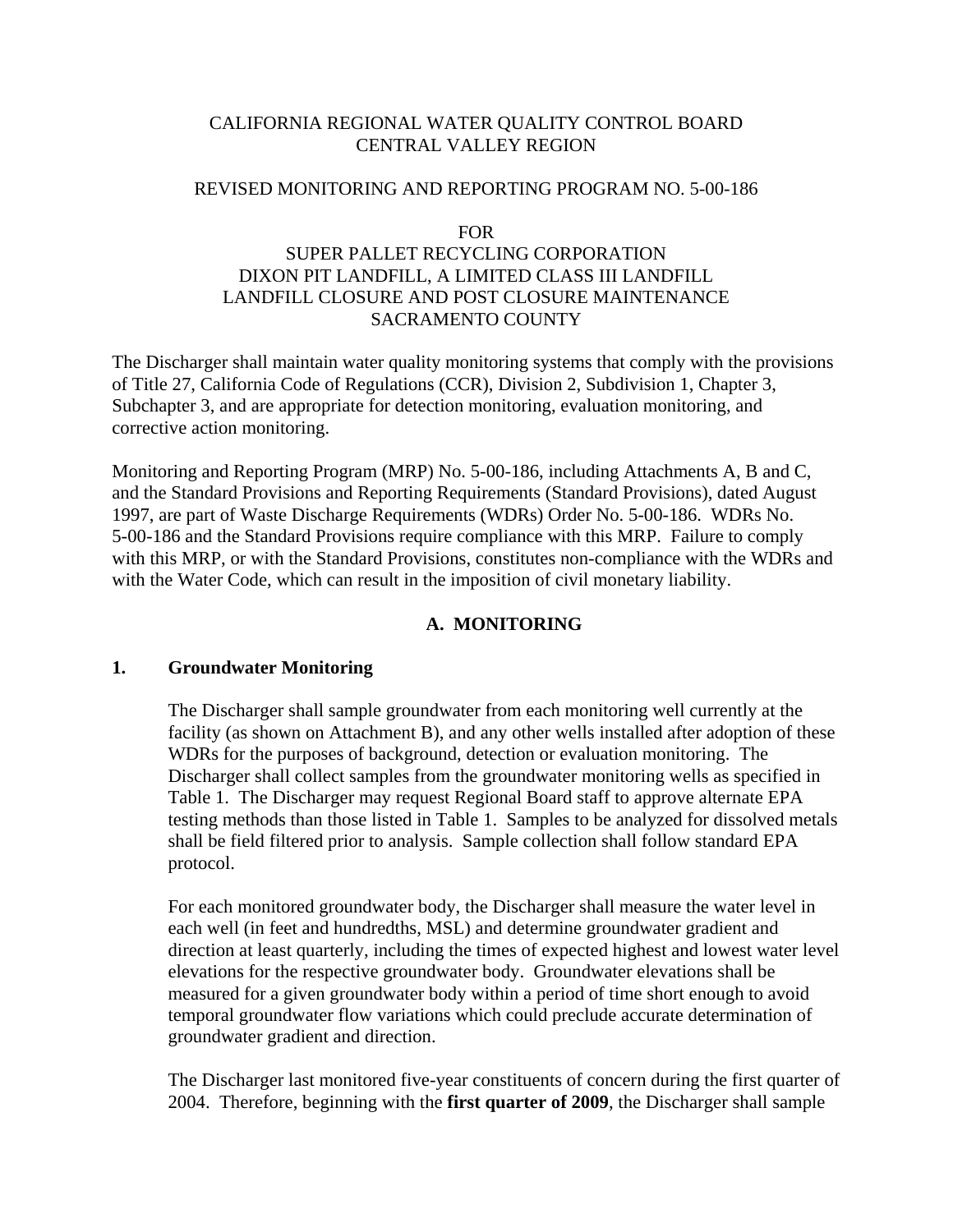CALIFORNIA REGIONAL WATER QUALITY CONTROL BOARD
CENTRAL VALLEY REGION

REVISED MONITORING AND REPORTING PROGRAM NO. 5-00-186

FOR
SUPER PALLET RECYCLING CORPORATION
DIXON PIT LANDFILL, A LIMITED CLASS III LANDFILL
LANDFILL CLOSURE AND POST CLOSURE MAINTENANCE
SACRAMENTO COUNTY

The Discharger shall maintain water quality monitoring systems that comply with the provisions of Title 27, California Code of Regulations (CCR), Division 2, Subdivision 1, Chapter 3, Subchapter 3, and are appropriate for detection monitoring, evaluation monitoring, and corrective action monitoring.

Monitoring and Reporting Program (MRP) No. 5-00-186, including Attachments A, B and C, and the Standard Provisions and Reporting Requirements (Standard Provisions), dated August 1997, are part of Waste Discharge Requirements (WDRs) Order No. 5-00-186. WDRs No. 5-00-186 and the Standard Provisions require compliance with this MRP. Failure to comply with this MRP, or with the Standard Provisions, constitutes non-compliance with the WDRs and with the Water Code, which can result in the imposition of civil monetary liability.

## A. MONITORING

### 1. Groundwater Monitoring

The Discharger shall sample groundwater from each monitoring well currently at the facility (as shown on Attachment B), and any other wells installed after adoption of these WDRs for the purposes of background, detection or evaluation monitoring. The Discharger shall collect samples from the groundwater monitoring wells as specified in Table 1. The Discharger may request Regional Board staff to approve alternate EPA testing methods than those listed in Table 1. Samples to be analyzed for dissolved metals shall be field filtered prior to analysis. Sample collection shall follow standard EPA protocol.

For each monitored groundwater body, the Discharger shall measure the water level in each well (in feet and hundredths, MSL) and determine groundwater gradient and direction at least quarterly, including the times of expected highest and lowest water level elevations for the respective groundwater body. Groundwater elevations shall be measured for a given groundwater body within a period of time short enough to avoid temporal groundwater flow variations which could preclude accurate determination of groundwater gradient and direction.

The Discharger last monitored five-year constituents of concern during the first quarter of 2004. Therefore, beginning with the **first quarter of 2009**, the Discharger shall sample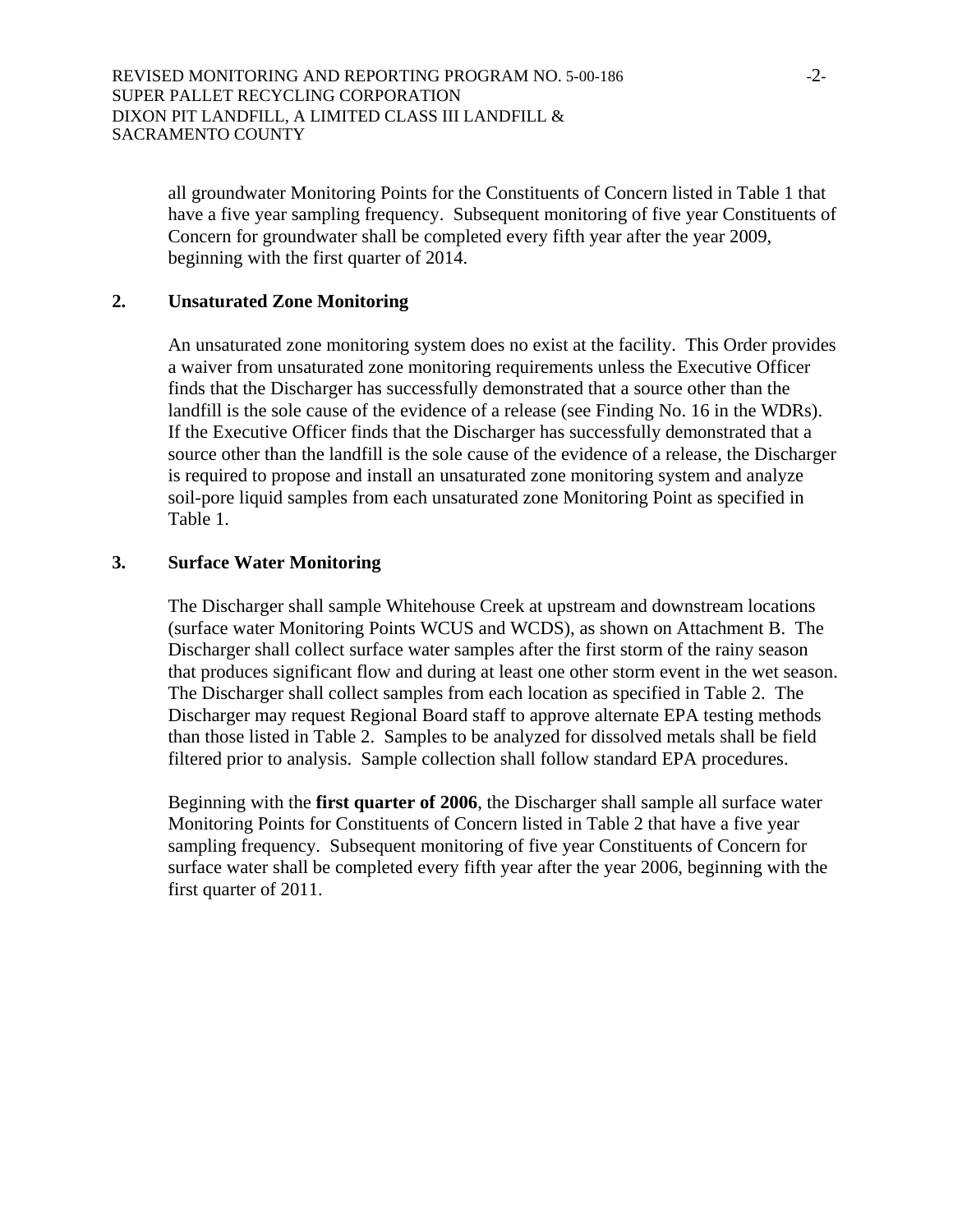all groundwater Monitoring Points for the Constituents of Concern listed in Table 1 that have a five year sampling frequency. Subsequent monitoring of five year Constituents of Concern for groundwater shall be completed every fifth year after the year 2009, beginning with the first quarter of 2014.

## 2. Unsaturated Zone Monitoring

An unsaturated zone monitoring system does no exist at the facility. This Order provides a waiver from unsaturated zone monitoring requirements unless the Executive Officer finds that the Discharger has successfully demonstrated that a source other than the landfill is the sole cause of the evidence of a release (see Finding No. 16 in the WDRs). If the Executive Officer finds that the Discharger has successfully demonstrated that a source other than the landfill is the sole cause of the evidence of a release, the Discharger is required to propose and install an unsaturated zone monitoring system and analyze soil-pore liquid samples from each unsaturated zone Monitoring Point as specified in Table 1.

## 3. Surface Water Monitoring

The Discharger shall sample Whitehouse Creek at upstream and downstream locations (surface water Monitoring Points WCUS and WCDS), as shown on Attachment B. The Discharger shall collect surface water samples after the first storm of the rainy season that produces significant flow and during at least one other storm event in the wet season. The Discharger shall collect samples from each location as specified in Table 2. The Discharger may request Regional Board staff to approve alternate EPA testing methods than those listed in Table 2. Samples to be analyzed for dissolved metals shall be field filtered prior to analysis. Sample collection shall follow standard EPA procedures.

Beginning with the **first quarter of 2006**, the Discharger shall sample all surface water Monitoring Points for Constituents of Concern listed in Table 2 that have a five year sampling frequency. Subsequent monitoring of five year Constituents of Concern for surface water shall be completed every fifth year after the year 2006, beginning with the first quarter of 2011.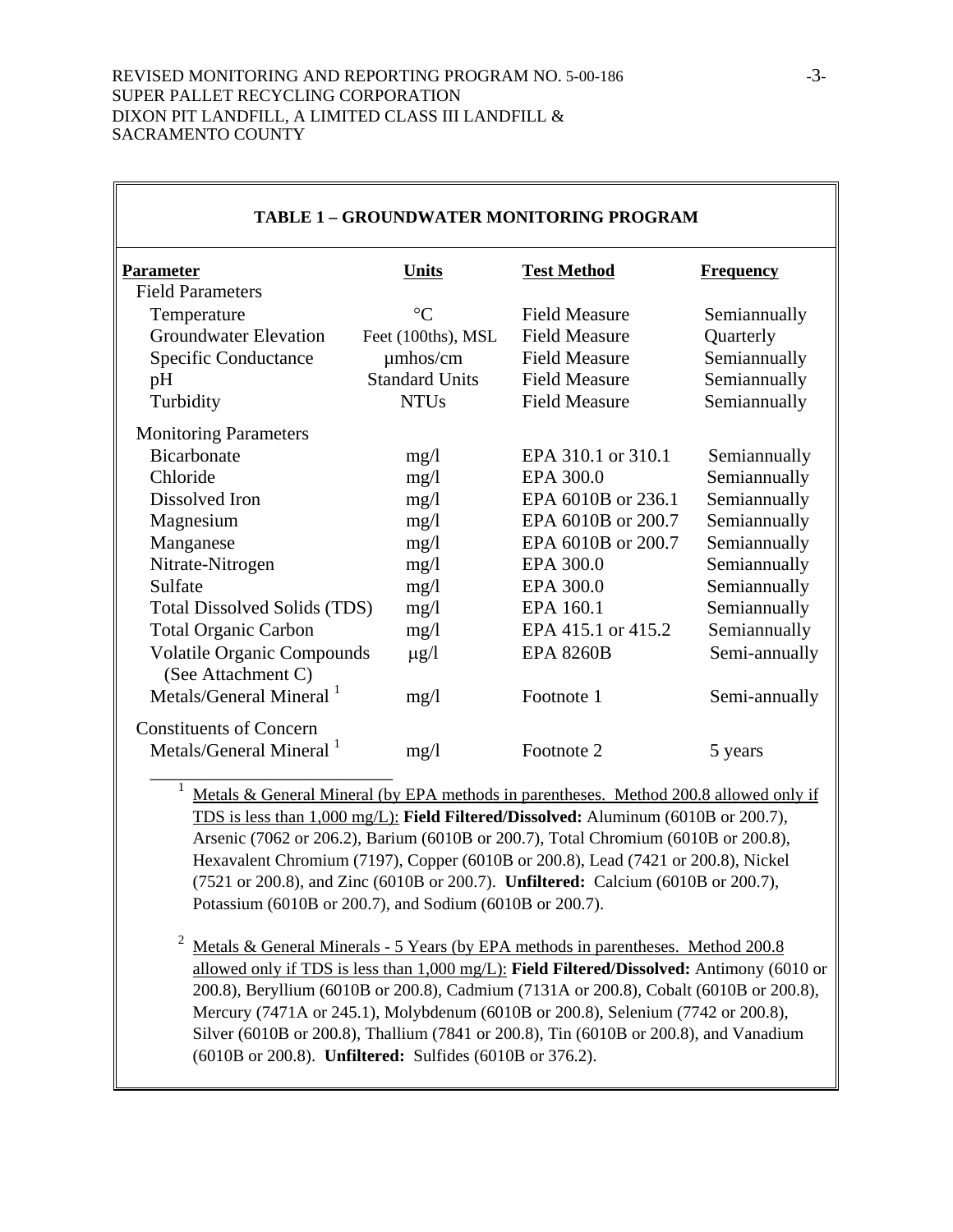**TABLE 1 – GROUNDWATER MONITORING PROGRAM**

| Parameter | Units | Test Method | Frequency |
|---|---|---|---|
| Field Parameters | | | |
| Temperature | °C | Field Measure | Semiannually |
| Groundwater Elevation | Feet (100ths), MSL | Field Measure | Quarterly |
| Specific Conductance | μmhos/cm | Field Measure | Semiannually |
| pH | Standard Units | Field Measure | Semiannually |
| Turbidity | NTUs | Field Measure | Semiannually |
| Monitoring Parameters | | | |
| Bicarbonate | mg/l | EPA 310.1 or 310.1 | Semiannually |
| Chloride | mg/l | EPA 300.0 | Semiannually |
| Dissolved Iron | mg/l | EPA 6010B or 236.1 | Semiannually |
| Magnesium | mg/l | EPA 6010B or 200.7 | Semiannually |
| Manganese | mg/l | EPA 6010B or 200.7 | Semiannually |
| Nitrate-Nitrogen | mg/l | EPA 300.0 | Semiannually |
| Sulfate | mg/l | EPA 300.0 | Semiannually |
| Total Dissolved Solids (TDS) | mg/l | EPA 160.1 | Semiannually |
| Total Organic Carbon | mg/l | EPA 415.1 or 415.2 | Semiannually |
| Volatile Organic Compounds (See Attachment C) | μg/l | EPA 8260B | Semi-annually |
| Metals/General Mineral [1] | mg/l | Footnote 1 | Semi-annually |
| Constituents of Concern | | | |
| Metals/General Mineral [1] | mg/l | Footnote 2 | 5 years |

[1] Metals & General Mineral (by EPA methods in parentheses. Method 200.8 allowed only if TDS is less than 1,000 mg/L): **Field Filtered/Dissolved:** Aluminum (6010B or 200.7), Arsenic (7062 or 206.2), Barium (6010B or 200.7), Total Chromium (6010B or 200.8), Hexavalent Chromium (7197), Copper (6010B or 200.8), Lead (7421 or 200.8), Nickel (7521 or 200.8), and Zinc (6010B or 200.7). **Unfiltered:** Calcium (6010B or 200.7), Potassium (6010B or 200.7), and Sodium (6010B or 200.7).

[2] Metals & General Minerals - 5 Years (by EPA methods in parentheses. Method 200.8 allowed only if TDS is less than 1,000 mg/L): **Field Filtered/Dissolved:** Antimony (6010 or 200.8), Beryllium (6010B or 200.8), Cadmium (7131A or 200.8), Cobalt (6010B or 200.8), Mercury (7471A or 245.1), Molybdenum (6010B or 200.8), Selenium (7742 or 200.8), Silver (6010B or 200.8), Thallium (7841 or 200.8), Tin (6010B or 200.8), and Vanadium (6010B or 200.8). **Unfiltered:** Sulfides (6010B or 376.2).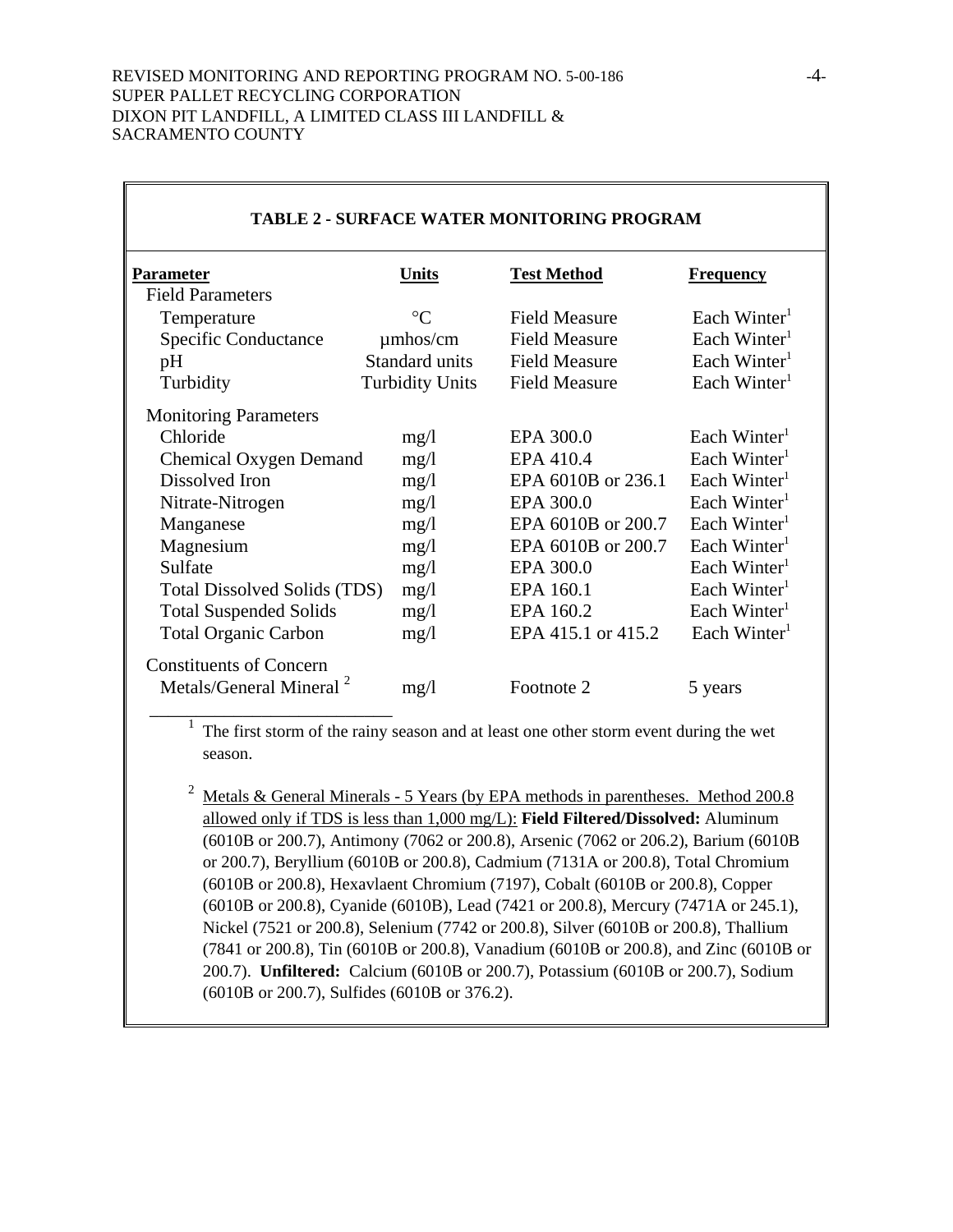## TABLE 2 - SURFACE WATER MONITORING PROGRAM

| Parameter | Units | Test Method | Frequency |
|---|---|---|---|
| Field Parameters | | | |
| Temperature | °C | Field Measure | Each Winter[1] |
| Specific Conductance | µmhos/cm | Field Measure | Each Winter[1] |
| pH | Standard units | Field Measure | Each Winter[1] |
| Turbidity | Turbidity Units | Field Measure | Each Winter[1] |
| Monitoring Parameters | | | |
| Chloride | mg/l | EPA 300.0 | Each Winter[1] |
| Chemical Oxygen Demand | mg/l | EPA 410.4 | Each Winter[1] |
| Dissolved Iron | mg/l | EPA 6010B or 236.1 | Each Winter[1] |
| Nitrate-Nitrogen | mg/l | EPA 300.0 | Each Winter[1] |
| Manganese | mg/l | EPA 6010B or 200.7 | Each Winter[1] |
| Magnesium | mg/l | EPA 6010B or 200.7 | Each Winter[1] |
| Sulfate | mg/l | EPA 300.0 | Each Winter[1] |
| Total Dissolved Solids (TDS) | mg/l | EPA 160.1 | Each Winter[1] |
| Total Suspended Solids | mg/l | EPA 160.2 | Each Winter[1] |
| Total Organic Carbon | mg/l | EPA 415.1 or 415.2 | Each Winter[1] |
| Constituents of Concern | | | |
| Metals/General Mineral [2] | mg/l | Footnote 2 | 5 years |

[1] The first storm of the rainy season and at least one other storm event during the wet season.

[2] Metals & General Minerals - 5 Years (by EPA methods in parentheses. Method 200.8 allowed only if TDS is less than 1,000 mg/L): **Field Filtered/Dissolved:** Aluminum (6010B or 200.7), Antimony (7062 or 200.8), Arsenic (7062 or 206.2), Barium (6010B or 200.7), Beryllium (6010B or 200.8), Cadmium (7131A or 200.8), Total Chromium (6010B or 200.8), Hexavlaent Chromium (7197), Cobalt (6010B or 200.8), Copper (6010B or 200.8), Cyanide (6010B), Lead (7421 or 200.8), Mercury (7471A or 245.1), Nickel (7521 or 200.8), Selenium (7742 or 200.8), Silver (6010B or 200.8), Thallium (7841 or 200.8), Tin (6010B or 200.8), Vanadium (6010B or 200.8), and Zinc (6010B or 200.7). **Unfiltered:** Calcium (6010B or 200.7), Potassium (6010B or 200.7), Sodium (6010B or 200.7), Sulfides (6010B or 376.2).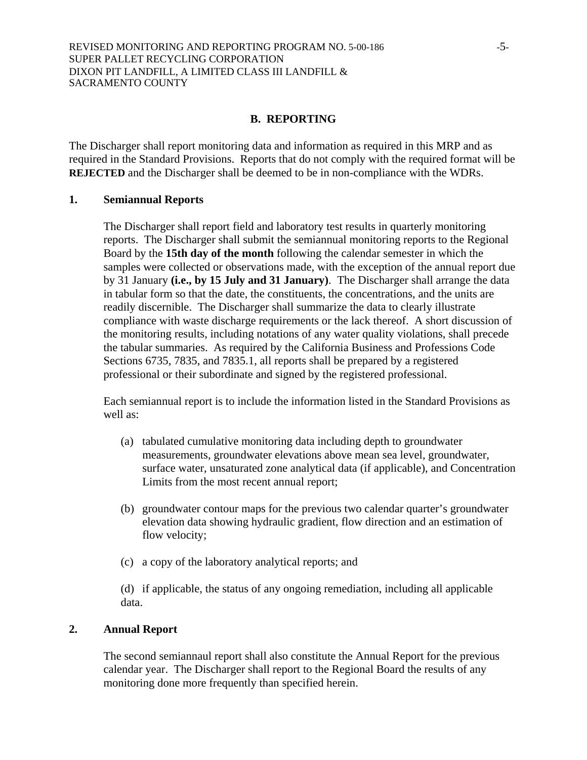## B. REPORTING

The Discharger shall report monitoring data and information as required in this MRP and as required in the Standard Provisions. Reports that do not comply with the required format will be **REJECTED** and the Discharger shall be deemed to be in non-compliance with the WDRs.

### 1. Semiannual Reports

The Discharger shall report field and laboratory test results in quarterly monitoring reports. The Discharger shall submit the semiannual monitoring reports to the Regional Board by the **15th day of the month** following the calendar semester in which the samples were collected or observations made, with the exception of the annual report due by 31 January **(i.e., by 15 July and 31 January)**. The Discharger shall arrange the data in tabular form so that the date, the constituents, the concentrations, and the units are readily discernible. The Discharger shall summarize the data to clearly illustrate compliance with waste discharge requirements or the lack thereof. A short discussion of the monitoring results, including notations of any water quality violations, shall precede the tabular summaries. As required by the California Business and Professions Code Sections 6735, 7835, and 7835.1, all reports shall be prepared by a registered professional or their subordinate and signed by the registered professional.

Each semiannual report is to include the information listed in the Standard Provisions as well as:

(a) tabulated cumulative monitoring data including depth to groundwater measurements, groundwater elevations above mean sea level, groundwater, surface water, unsaturated zone analytical data (if applicable), and Concentration Limits from the most recent annual report;

(b) groundwater contour maps for the previous two calendar quarter's groundwater elevation data showing hydraulic gradient, flow direction and an estimation of flow velocity;

(c) a copy of the laboratory analytical reports; and

(d) if applicable, the status of any ongoing remediation, including all applicable data.

### 2. Annual Report

The second semiannaul report shall also constitute the Annual Report for the previous calendar year. The Discharger shall report to the Regional Board the results of any monitoring done more frequently than specified herein.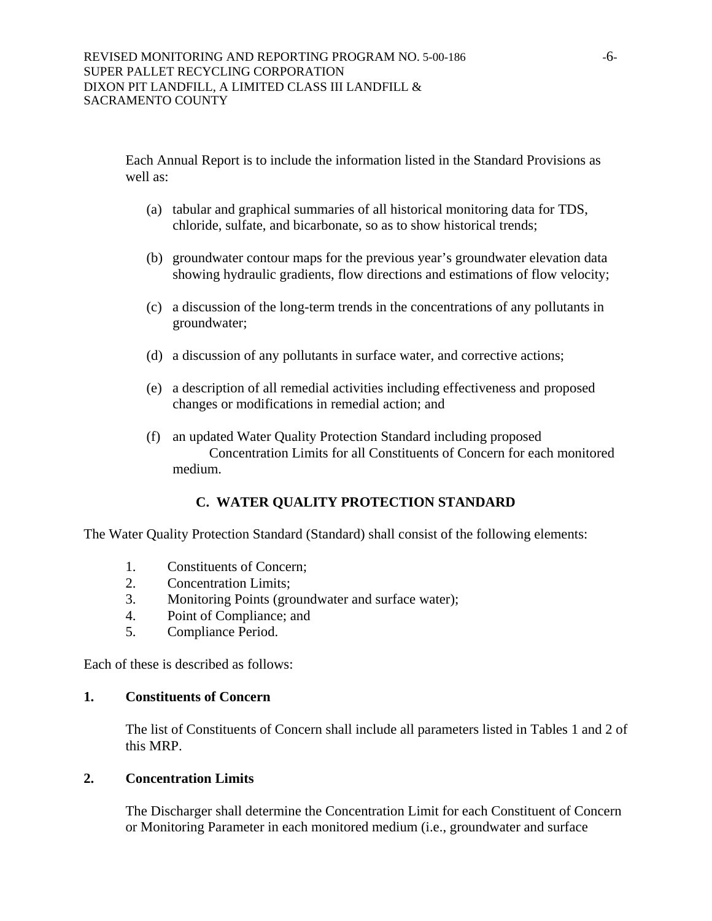Each Annual Report is to include the information listed in the Standard Provisions as well as:

(a) tabular and graphical summaries of all historical monitoring data for TDS, chloride, sulfate, and bicarbonate, so as to show historical trends;

(b) groundwater contour maps for the previous year's groundwater elevation data showing hydraulic gradients, flow directions and estimations of flow velocity;

(c) a discussion of the long-term trends in the concentrations of any pollutants in groundwater;

(d) a discussion of any pollutants in surface water, and corrective actions;

(e) a description of all remedial activities including effectiveness and proposed changes or modifications in remedial action; and

(f) an updated Water Quality Protection Standard including proposed Concentration Limits for all Constituents of Concern for each monitored medium.

## C. WATER QUALITY PROTECTION STANDARD

The Water Quality Protection Standard (Standard) shall consist of the following elements:

1. Constituents of Concern;
2. Concentration Limits;
3. Monitoring Points (groundwater and surface water);
4. Point of Compliance; and
5. Compliance Period.

Each of these is described as follows:

### 1. Constituents of Concern

The list of Constituents of Concern shall include all parameters listed in Tables 1 and 2 of this MRP.

### 2. Concentration Limits

The Discharger shall determine the Concentration Limit for each Constituent of Concern or Monitoring Parameter in each monitored medium (i.e., groundwater and surface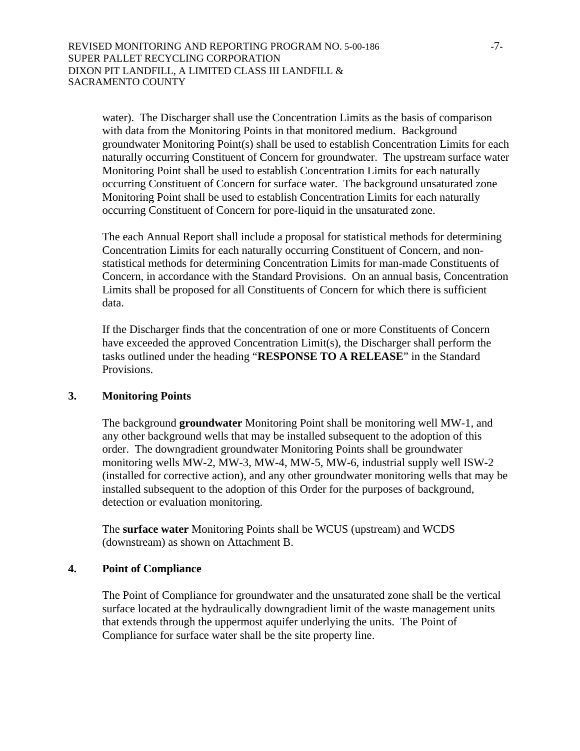water). The Discharger shall use the Concentration Limits as the basis of comparison with data from the Monitoring Points in that monitored medium. Background groundwater Monitoring Point(s) shall be used to establish Concentration Limits for each naturally occurring Constituent of Concern for groundwater. The upstream surface water Monitoring Point shall be used to establish Concentration Limits for each naturally occurring Constituent of Concern for surface water. The background unsaturated zone Monitoring Point shall be used to establish Concentration Limits for each naturally occurring Constituent of Concern for pore-liquid in the unsaturated zone.

The each Annual Report shall include a proposal for statistical methods for determining Concentration Limits for each naturally occurring Constituent of Concern, and non-statistical methods for determining Concentration Limits for man-made Constituents of Concern, in accordance with the Standard Provisions. On an annual basis, Concentration Limits shall be proposed for all Constituents of Concern for which there is sufficient data.

If the Discharger finds that the concentration of one or more Constituents of Concern have exceeded the approved Concentration Limit(s), the Discharger shall perform the tasks outlined under the heading "**RESPONSE TO A RELEASE**" in the Standard Provisions.

**3. Monitoring Points**

The background **groundwater** Monitoring Point shall be monitoring well MW-1, and any other background wells that may be installed subsequent to the adoption of this order. The downgradient groundwater Monitoring Points shall be groundwater monitoring wells MW-2, MW-3, MW-4, MW-5, MW-6, industrial supply well ISW-2 (installed for corrective action), and any other groundwater monitoring wells that may be installed subsequent to the adoption of this Order for the purposes of background, detection or evaluation monitoring.

The **surface water** Monitoring Points shall be WCUS (upstream) and WCDS (downstream) as shown on Attachment B.

**4. Point of Compliance**

The Point of Compliance for groundwater and the unsaturated zone shall be the vertical surface located at the hydraulically downgradient limit of the waste management units that extends through the uppermost aquifer underlying the units. The Point of Compliance for surface water shall be the site property line.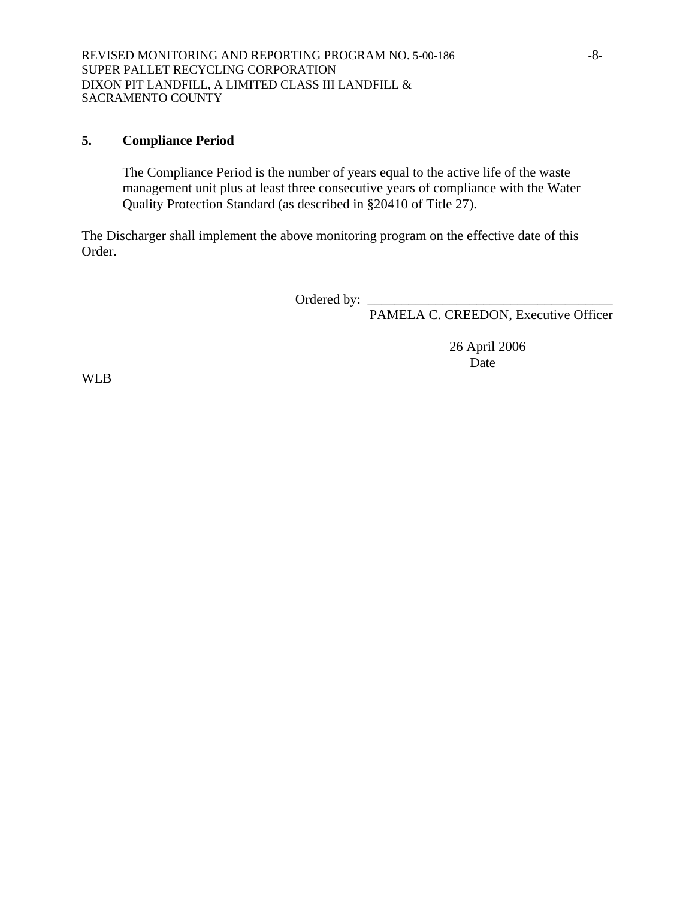**5. Compliance Period**

The Compliance Period is the number of years equal to the active life of the waste management unit plus at least three consecutive years of compliance with the Water Quality Protection Standard (as described in §20410 of Title 27).

The Discharger shall implement the above monitoring program on the effective date of this Order.

Ordered by: ___________________________________
PAMELA C. CREEDON, Executive Officer

26 April 2006
Date

WLB